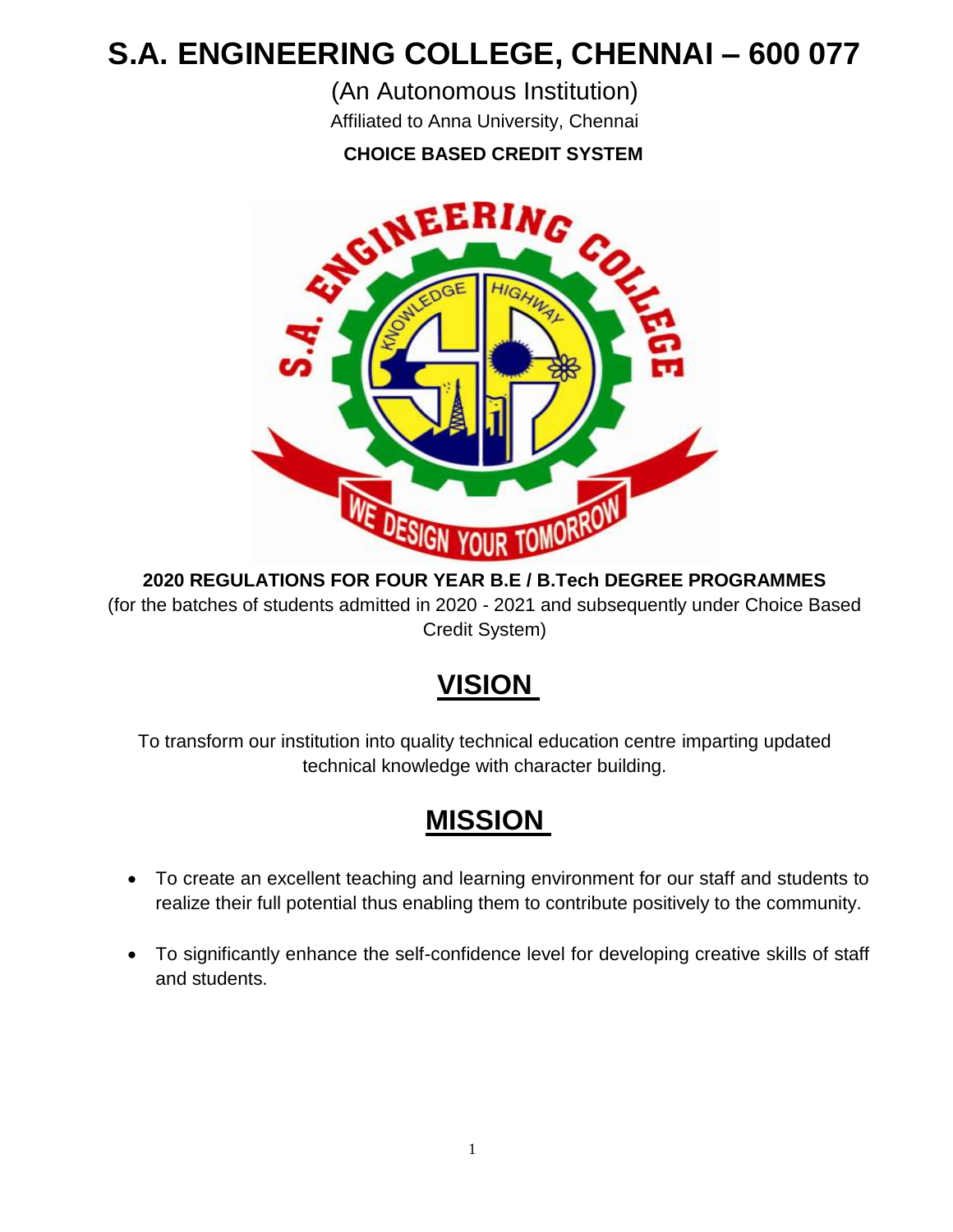# S.A. ENGINEERING COLLEGE, CHENNAI – 600 077

(An Autonomous Institution)

Affiliated to Anna University, Chennai

**CHOICE BASED CREDIT SYSTEM**

**2020 REGULATIONS FOR FOUR YEAR B.E / B.Tech DEGREE PROGRAMMES**

(for the batches of students admitted in 2020 - 2021 and subsequently under Choice Based Credit System)

## VISION

To transform our institution into quality technical education centre imparting updated technical knowledge with character building.

## MISSION

- To create an excellent teaching and learning environment for our staff and students to realize their full potential thus enabling them to contribute positively to the community.
- To significantly enhance the self-confidence level for developing creative skills of staff and students.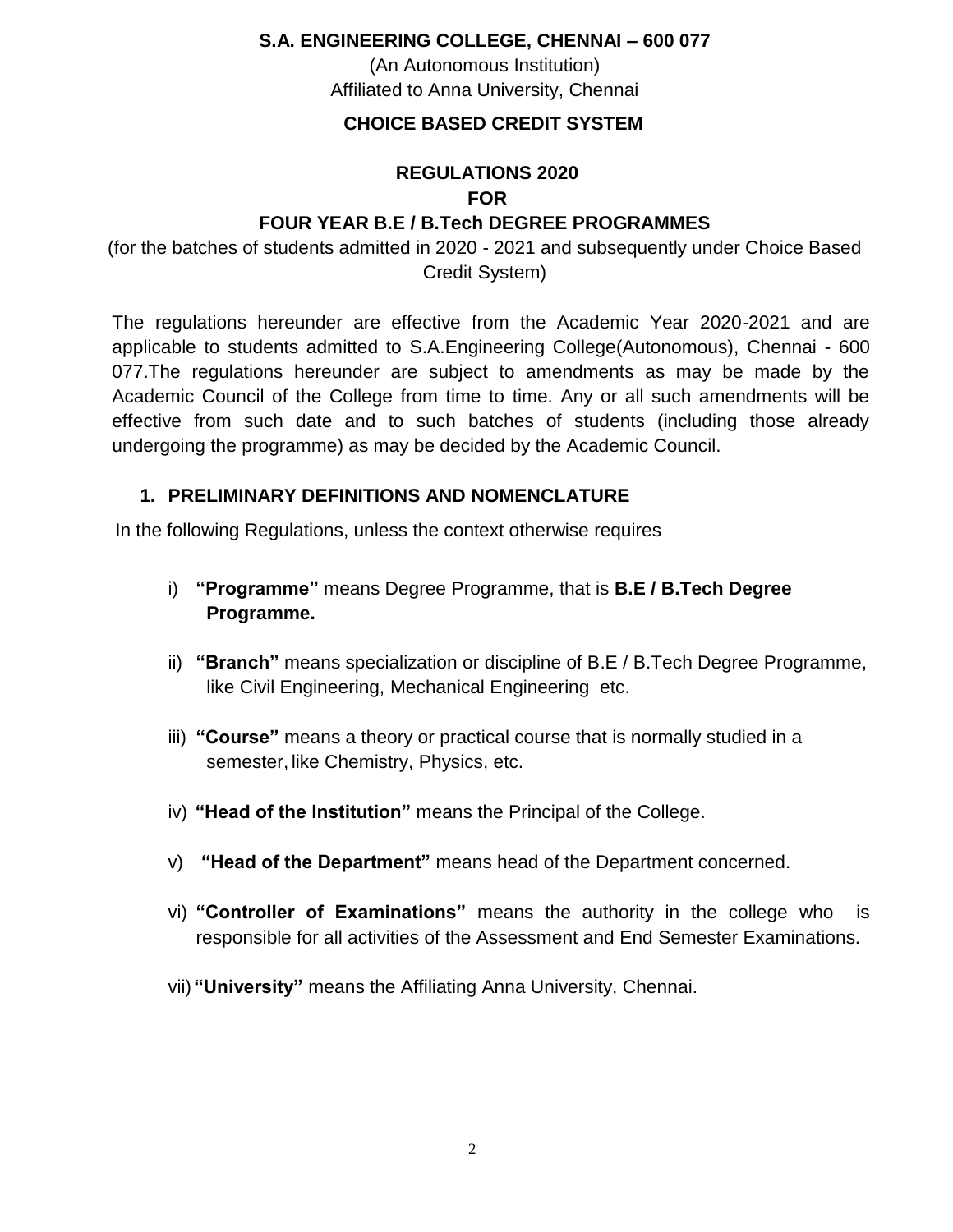**S.A. ENGINEERING COLLEGE, CHENNAI – 600 077**

(An Autonomous Institution)
Affiliated to Anna University, Chennai

**CHOICE BASED CREDIT SYSTEM**

**REGULATIONS 2020**
**FOR**
**FOUR YEAR B.E / B.Tech DEGREE PROGRAMMES**

(for the batches of students admitted in 2020 - 2021 and subsequently under Choice Based Credit System)

The regulations hereunder are effective from the Academic Year 2020-2021 and are applicable to students admitted to S.A.Engineering College(Autonomous), Chennai - 600 077.The regulations hereunder are subject to amendments as may be made by the Academic Council of the College from time to time. Any or all such amendments will be effective from such date and to such batches of students (including those already undergoing the programme) as may be decided by the Academic Council.

## 1. PRELIMINARY DEFINITIONS AND NOMENCLATURE

In the following Regulations, unless the context otherwise requires

i) **"Programme"** means Degree Programme, that is **B.E / B.Tech Degree Programme.**

ii) **"Branch"** means specialization or discipline of B.E / B.Tech Degree Programme, like Civil Engineering, Mechanical Engineering etc.

iii) **"Course"** means a theory or practical course that is normally studied in a semester, like Chemistry, Physics, etc.

iv) **"Head of the Institution"** means the Principal of the College.

v) **"Head of the Department"** means head of the Department concerned.

vi) **"Controller of Examinations"** means the authority in the college who is responsible for all activities of the Assessment and End Semester Examinations.

vii) **"University"** means the Affiliating Anna University, Chennai.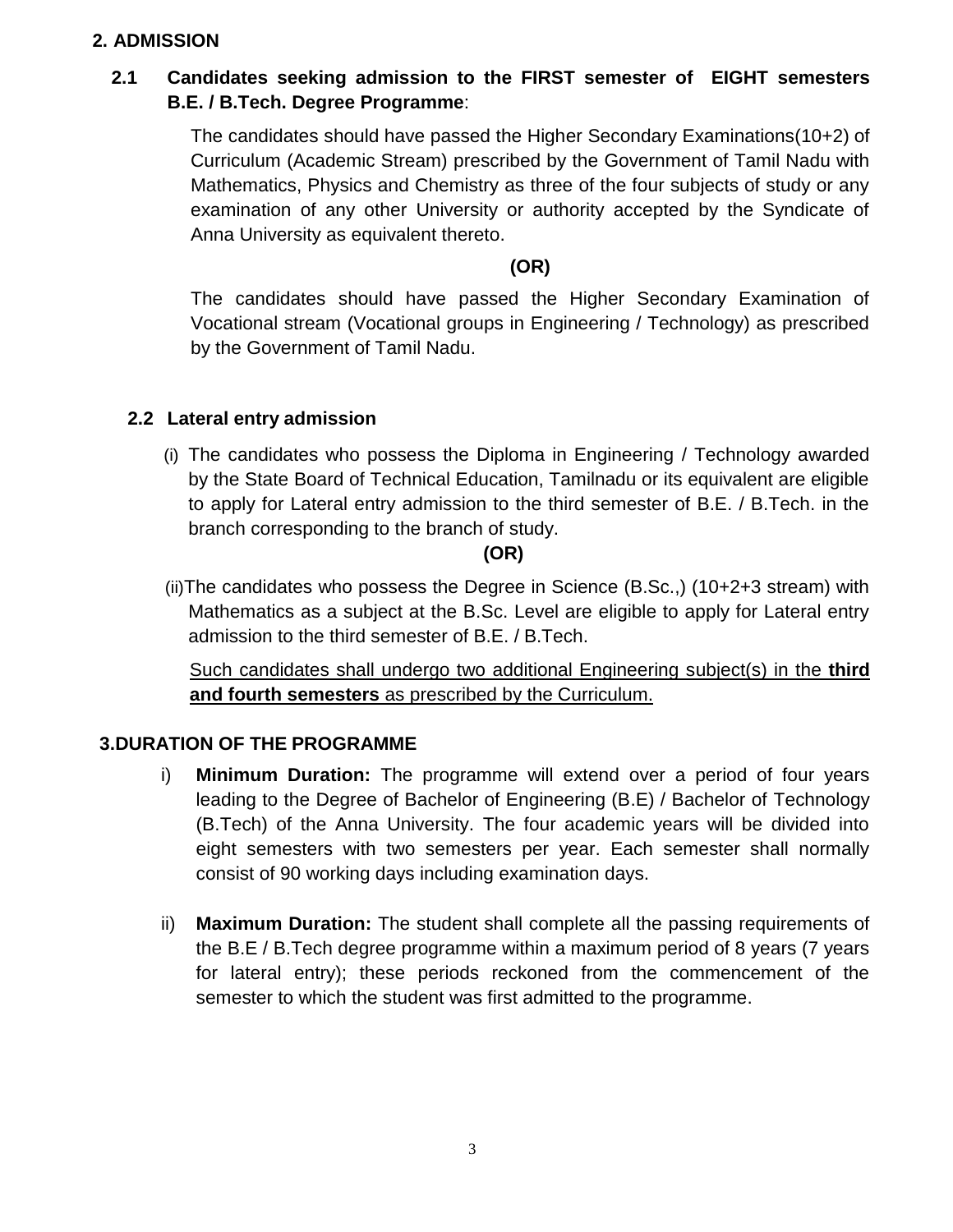## 2. ADMISSION

### 2.1 Candidates seeking admission to the FIRST semester of EIGHT semesters B.E. / B.Tech. Degree Programme:

The candidates should have passed the Higher Secondary Examinations(10+2) of Curriculum (Academic Stream) prescribed by the Government of Tamil Nadu with Mathematics, Physics and Chemistry as three of the four subjects of study or any examination of any other University or authority accepted by the Syndicate of Anna University as equivalent thereto.

**(OR)**

The candidates should have passed the Higher Secondary Examination of Vocational stream (Vocational groups in Engineering / Technology) as prescribed by the Government of Tamil Nadu.

### 2.2 Lateral entry admission

(i) The candidates who possess the Diploma in Engineering / Technology awarded by the State Board of Technical Education, Tamilnadu or its equivalent are eligible to apply for Lateral entry admission to the third semester of B.E. / B.Tech. in the branch corresponding to the branch of study.

**(OR)**

(ii) The candidates who possess the Degree in Science (B.Sc.,) (10+2+3 stream) with Mathematics as a subject at the B.Sc. Level are eligible to apply for Lateral entry admission to the third semester of B.E. / B.Tech.

<u>Such candidates shall undergo two additional Engineering subject(s) in the **third and fourth semesters** as prescribed by the Curriculum.</u>

## 3. DURATION OF THE PROGRAMME

i) **Minimum Duration:** The programme will extend over a period of four years leading to the Degree of Bachelor of Engineering (B.E) / Bachelor of Technology (B.Tech) of the Anna University. The four academic years will be divided into eight semesters with two semesters per year. Each semester shall normally consist of 90 working days including examination days.

ii) **Maximum Duration:** The student shall complete all the passing requirements of the B.E / B.Tech degree programme within a maximum period of 8 years (7 years for lateral entry); these periods reckoned from the commencement of the semester to which the student was first admitted to the programme.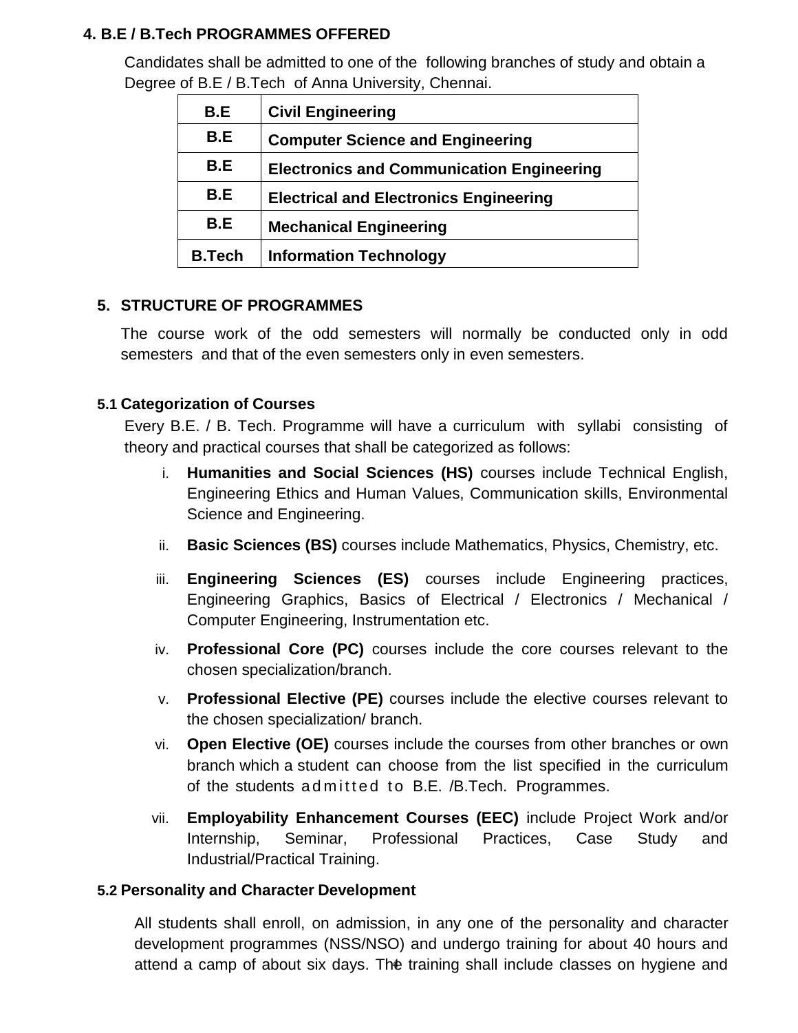## 4. B.E / B.Tech PROGRAMMES OFFERED

Candidates shall be admitted to one of the following branches of study and obtain a Degree of B.E / B.Tech of Anna University, Chennai.

| B.E | Civil Engineering |
|---|---|
| B.E | Computer Science and Engineering |
| B.E | Electronics and Communication Engineering |
| B.E | Electrical and Electronics Engineering |
| B.E | Mechanical Engineering |
| B.Tech | Information Technology |

## 5. STRUCTURE OF PROGRAMMES

The course work of the odd semesters will normally be conducted only in odd semesters and that of the even semesters only in even semesters.

### 5.1 Categorization of Courses

Every B.E. / B. Tech. Programme will have a curriculum with syllabi consisting of theory and practical courses that shall be categorized as follows:

i. **Humanities and Social Sciences (HS)** courses include Technical English, Engineering Ethics and Human Values, Communication skills, Environmental Science and Engineering.

ii. **Basic Sciences (BS)** courses include Mathematics, Physics, Chemistry, etc.

iii. **Engineering Sciences (ES)** courses include Engineering practices, Engineering Graphics, Basics of Electrical / Electronics / Mechanical / Computer Engineering, Instrumentation etc.

iv. **Professional Core (PC)** courses include the core courses relevant to the chosen specialization/branch.

v. **Professional Elective (PE)** courses include the elective courses relevant to the chosen specialization/ branch.

vi. **Open Elective (OE)** courses include the courses from other branches or own branch which a student can choose from the list specified in the curriculum of the students admitted to B.E. /B.Tech. Programmes.

vii. **Employability Enhancement Courses (EEC)** include Project Work and/or Internship, Seminar, Professional Practices, Case Study and Industrial/Practical Training.

### 5.2 Personality and Character Development

All students shall enroll, on admission, in any one of the personality and character development programmes (NSS/NSO) and undergo training for about 40 hours and attend a camp of about six days. The training shall include classes on hygiene and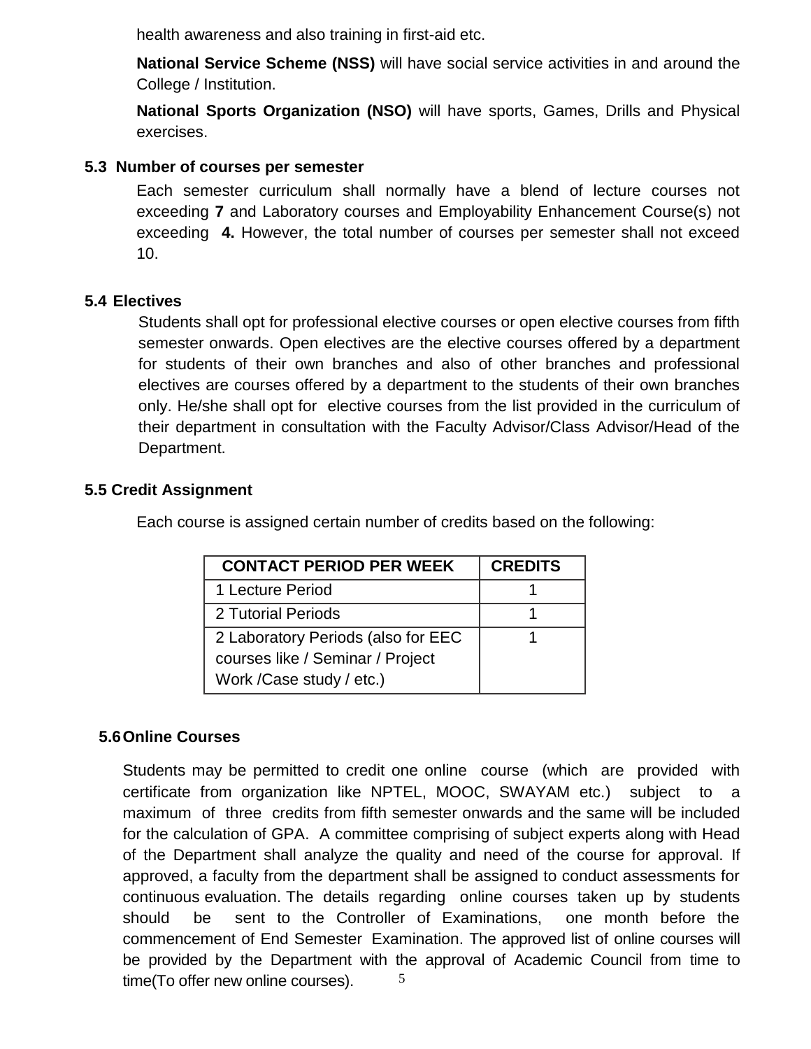health awareness and also training in first-aid etc.

**National Service Scheme (NSS)** will have social service activities in and around the College / Institution.

**National Sports Organization (NSO)** will have sports, Games, Drills and Physical exercises.

### 5.3 Number of courses per semester

Each semester curriculum shall normally have a blend of lecture courses not exceeding **7** and Laboratory courses and Employability Enhancement Course(s) not exceeding **4.** However, the total number of courses per semester shall not exceed 10.

### 5.4 Electives

Students shall opt for professional elective courses or open elective courses from fifth semester onwards. Open electives are the elective courses offered by a department for students of their own branches and also of other branches and professional electives are courses offered by a department to the students of their own branches only. He/she shall opt for elective courses from the list provided in the curriculum of their department in consultation with the Faculty Advisor/Class Advisor/Head of the Department.

### 5.5 Credit Assignment

Each course is assigned certain number of credits based on the following:

| CONTACT PERIOD PER WEEK | CREDITS |
|---|---|
| 1 Lecture Period | 1 |
| 2 Tutorial Periods | 1 |
| 2 Laboratory Periods (also for EEC courses like / Seminar / Project Work /Case study / etc.) | 1 |

### 5.6 Online Courses

Students may be permitted to credit one online course (which are provided with certificate from organization like NPTEL, MOOC, SWAYAM etc.) subject to a maximum of three credits from fifth semester onwards and the same will be included for the calculation of GPA. A committee comprising of subject experts along with Head of the Department shall analyze the quality and need of the course for approval. If approved, a faculty from the department shall be assigned to conduct assessments for continuous evaluation. The details regarding online courses taken up by students should be sent to the Controller of Examinations, one month before the commencement of End Semester Examination. The approved list of online courses will be provided by the Department with the approval of Academic Council from time to time(To offer new online courses).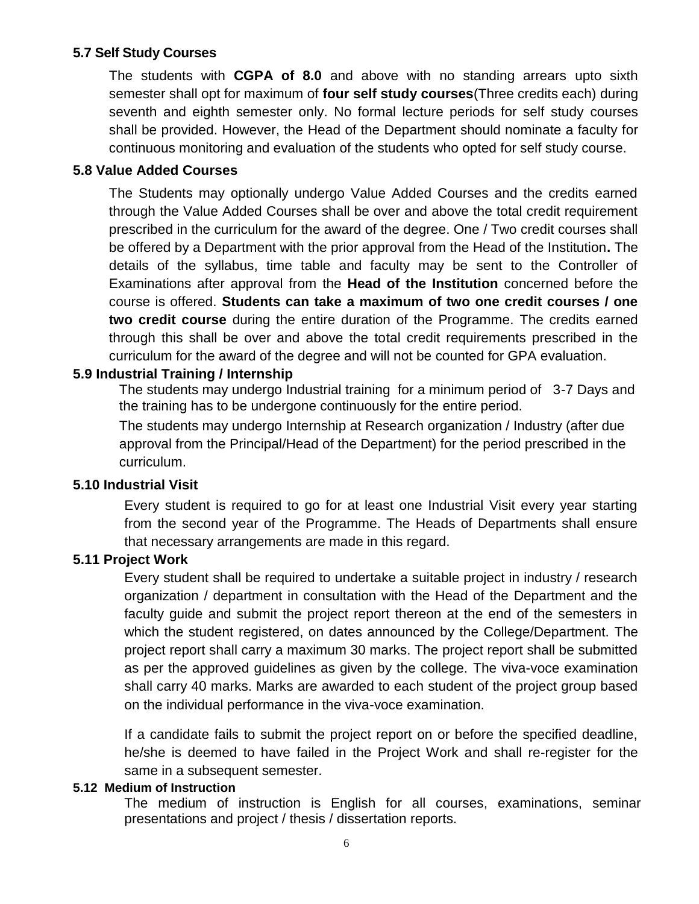### 5.7 Self Study Courses

The students with **CGPA of 8.0** and above with no standing arrears upto sixth semester shall opt for maximum of **four self study courses**(Three credits each) during seventh and eighth semester only. No formal lecture periods for self study courses shall be provided. However, the Head of the Department should nominate a faculty for continuous monitoring and evaluation of the students who opted for self study course.

### 5.8 Value Added Courses

The Students may optionally undergo Value Added Courses and the credits earned through the Value Added Courses shall be over and above the total credit requirement prescribed in the curriculum for the award of the degree. One / Two credit courses shall be offered by a Department with the prior approval from the Head of the Institution**.** The details of the syllabus, time table and faculty may be sent to the Controller of Examinations after approval from the **Head of the Institution** concerned before the course is offered. **Students can take a maximum of two one credit courses / one two credit course** during the entire duration of the Programme. The credits earned through this shall be over and above the total credit requirements prescribed in the curriculum for the award of the degree and will not be counted for GPA evaluation.

### 5.9 Industrial Training / Internship

The students may undergo Industrial training for a minimum period of 3-7 Days and the training has to be undergone continuously for the entire period.

The students may undergo Internship at Research organization / Industry (after due approval from the Principal/Head of the Department) for the period prescribed in the curriculum.

### 5.10 Industrial Visit

Every student is required to go for at least one Industrial Visit every year starting from the second year of the Programme. The Heads of Departments shall ensure that necessary arrangements are made in this regard.

### 5.11 Project Work

Every student shall be required to undertake a suitable project in industry / research organization / department in consultation with the Head of the Department and the faculty guide and submit the project report thereon at the end of the semesters in which the student registered, on dates announced by the College/Department. The project report shall carry a maximum 30 marks. The project report shall be submitted as per the approved guidelines as given by the college. The viva-voce examination shall carry 40 marks. Marks are awarded to each student of the project group based on the individual performance in the viva-voce examination.

If a candidate fails to submit the project report on or before the specified deadline, he/she is deemed to have failed in the Project Work and shall re-register for the same in a subsequent semester.

### 5.12 Medium of Instruction

The medium of instruction is English for all courses, examinations, seminar presentations and project / thesis / dissertation reports.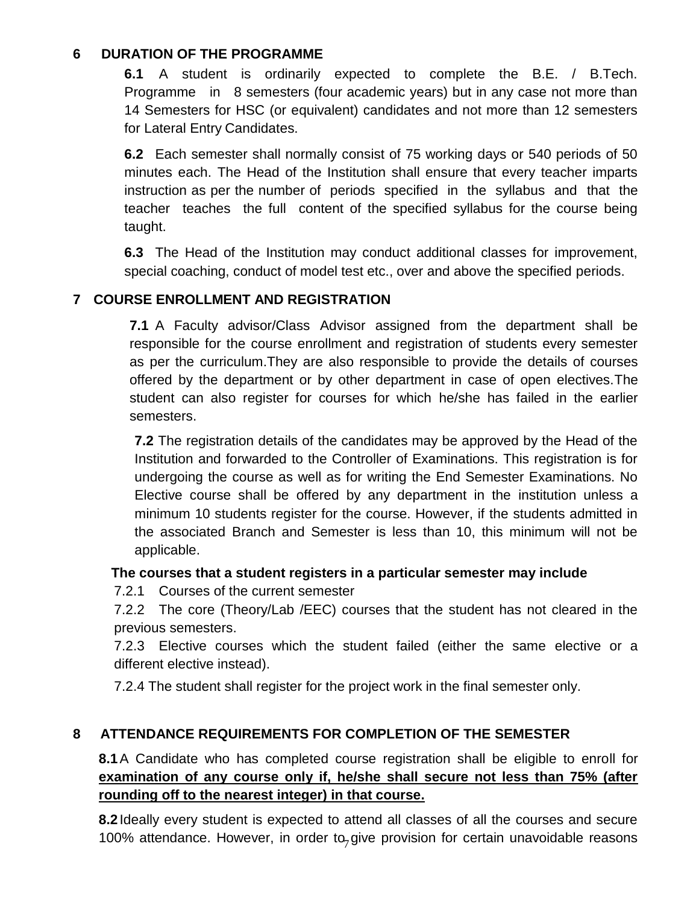## 6 DURATION OF THE PROGRAMME

**6.1** A student is ordinarily expected to complete the B.E. / B.Tech. Programme in 8 semesters (four academic years) but in any case not more than 14 Semesters for HSC (or equivalent) candidates and not more than 12 semesters for Lateral Entry Candidates.

**6.2** Each semester shall normally consist of 75 working days or 540 periods of 50 minutes each. The Head of the Institution shall ensure that every teacher imparts instruction as per the number of periods specified in the syllabus and that the teacher teaches the full content of the specified syllabus for the course being taught.

**6.3** The Head of the Institution may conduct additional classes for improvement, special coaching, conduct of model test etc., over and above the specified periods.

## 7 COURSE ENROLLMENT AND REGISTRATION

**7.1** A Faculty advisor/Class Advisor assigned from the department shall be responsible for the course enrollment and registration of students every semester as per the curriculum.They are also responsible to provide the details of courses offered by the department or by other department in case of open electives.The student can also register for courses for which he/she has failed in the earlier semesters.

**7.2** The registration details of the candidates may be approved by the Head of the Institution and forwarded to the Controller of Examinations. This registration is for undergoing the course as well as for writing the End Semester Examinations. No Elective course shall be offered by any department in the institution unless a minimum 10 students register for the course. However, if the students admitted in the associated Branch and Semester is less than 10, this minimum will not be applicable.

**The courses that a student registers in a particular semester may include**

7.2.1 Courses of the current semester

7.2.2 The core (Theory/Lab /EEC) courses that the student has not cleared in the previous semesters.

7.2.3 Elective courses which the student failed (either the same elective or a different elective instead).

7.2.4 The student shall register for the project work in the final semester only.

## 8 ATTENDANCE REQUIREMENTS FOR COMPLETION OF THE SEMESTER

**8.1** A Candidate who has completed course registration shall be eligible to enroll for **examination of any course only if, he/she shall secure not less than 75% (after rounding off to the nearest integer) in that course.**

**8.2** Ideally every student is expected to attend all classes of all the courses and secure 100% attendance. However, in order to give provision for certain unavoidable reasons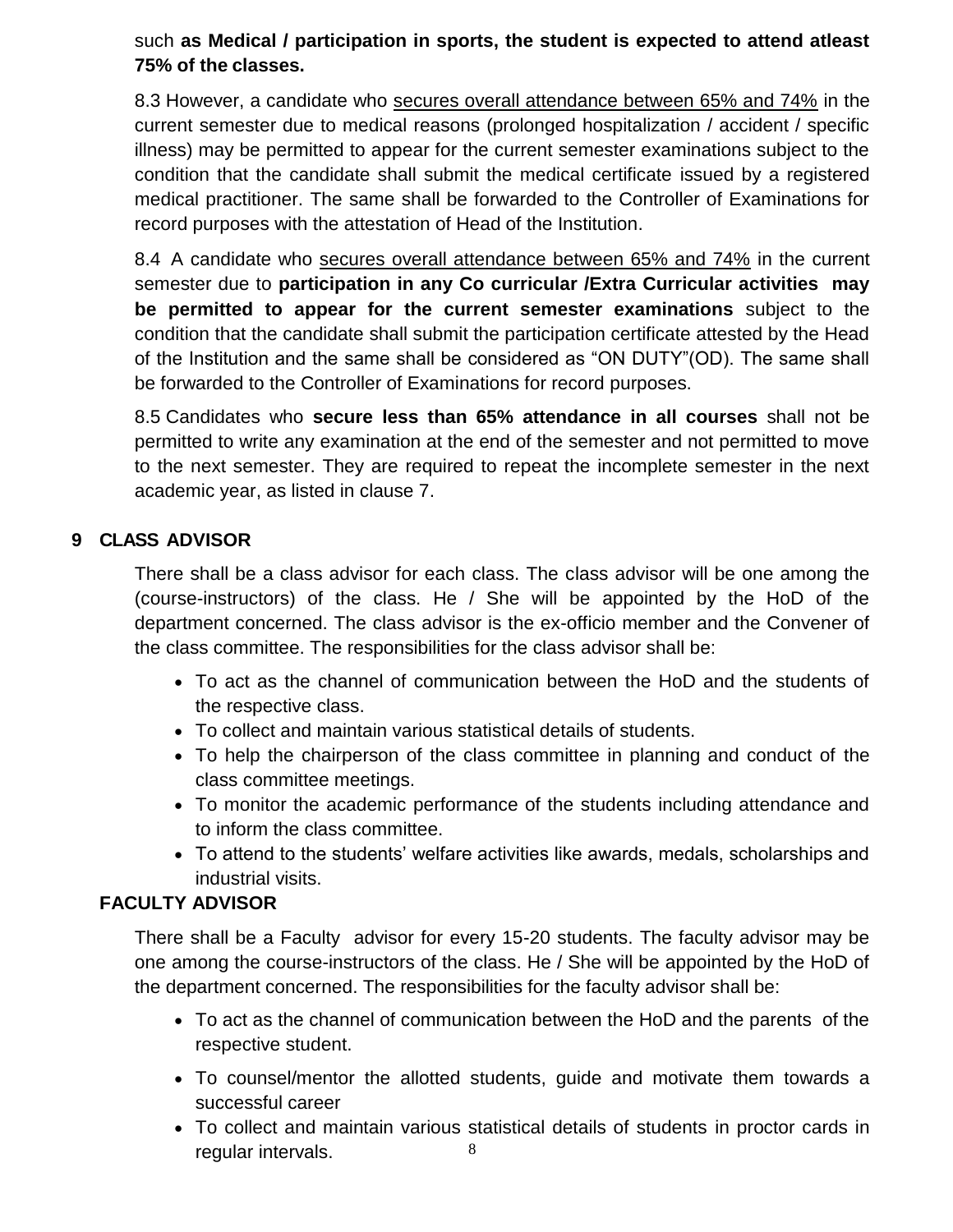such **as Medical / participation in sports, the student is expected to attend atleast 75% of the classes.**

8.3 However, a candidate who secures overall attendance between 65% and 74% in the current semester due to medical reasons (prolonged hospitalization / accident / specific illness) may be permitted to appear for the current semester examinations subject to the condition that the candidate shall submit the medical certificate issued by a registered medical practitioner. The same shall be forwarded to the Controller of Examinations for record purposes with the attestation of Head of the Institution.

8.4 A candidate who secures overall attendance between 65% and 74% in the current semester due to **participation in any Co curricular /Extra Curricular activities may be permitted to appear for the current semester examinations** subject to the condition that the candidate shall submit the participation certificate attested by the Head of the Institution and the same shall be considered as "ON DUTY"(OD). The same shall be forwarded to the Controller of Examinations for record purposes.

8.5 Candidates who **secure less than 65% attendance in all courses** shall not be permitted to write any examination at the end of the semester and not permitted to move to the next semester. They are required to repeat the incomplete semester in the next academic year, as listed in clause 7.

## 9 CLASS ADVISOR

There shall be a class advisor for each class. The class advisor will be one among the (course-instructors) of the class. He / She will be appointed by the HoD of the department concerned. The class advisor is the ex-officio member and the Convener of the class committee. The responsibilities for the class advisor shall be:

- To act as the channel of communication between the HoD and the students of the respective class.
- To collect and maintain various statistical details of students.
- To help the chairperson of the class committee in planning and conduct of the class committee meetings.
- To monitor the academic performance of the students including attendance and to inform the class committee.
- To attend to the students' welfare activities like awards, medals, scholarships and industrial visits.

## FACULTY ADVISOR

There shall be a Faculty advisor for every 15-20 students. The faculty advisor may be one among the course-instructors of the class. He / She will be appointed by the HoD of the department concerned. The responsibilities for the faculty advisor shall be:

- To act as the channel of communication between the HoD and the parents of the respective student.
- To counsel/mentor the allotted students, guide and motivate them towards a successful career
- To collect and maintain various statistical details of students in proctor cards in regular intervals.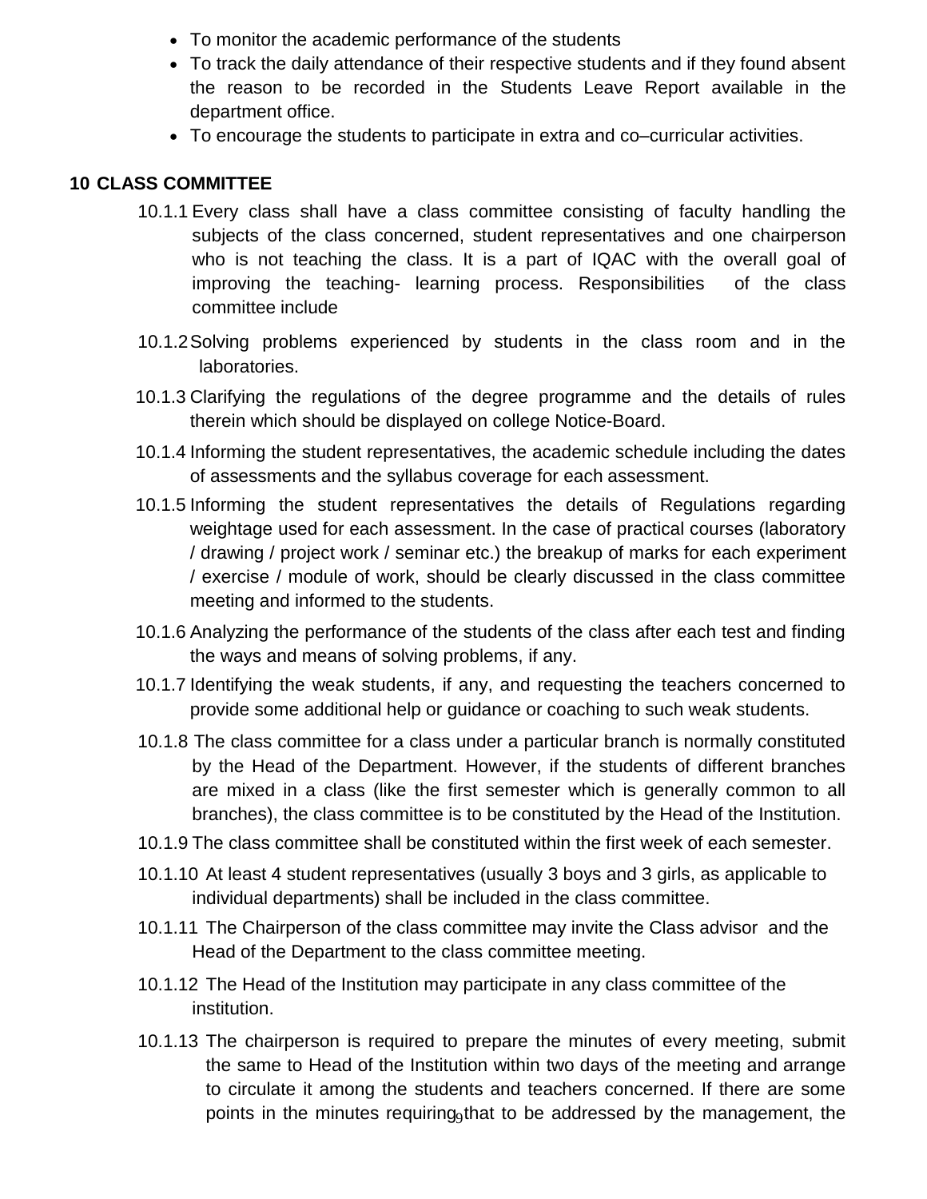- To monitor the academic performance of the students
- To track the daily attendance of their respective students and if they found absent the reason to be recorded in the Students Leave Report available in the department office.
- To encourage the students to participate in extra and co–curricular activities.

## 10 CLASS COMMITTEE

10.1.1 Every class shall have a class committee consisting of faculty handling the subjects of the class concerned, student representatives and one chairperson who is not teaching the class. It is a part of IQAC with the overall goal of improving the teaching- learning process. Responsibilities of the class committee include

10.1.2 Solving problems experienced by students in the class room and in the laboratories.

10.1.3 Clarifying the regulations of the degree programme and the details of rules therein which should be displayed on college Notice-Board.

10.1.4 Informing the student representatives, the academic schedule including the dates of assessments and the syllabus coverage for each assessment.

10.1.5 Informing the student representatives the details of Regulations regarding weightage used for each assessment. In the case of practical courses (laboratory / drawing / project work / seminar etc.) the breakup of marks for each experiment / exercise / module of work, should be clearly discussed in the class committee meeting and informed to the students.

10.1.6 Analyzing the performance of the students of the class after each test and finding the ways and means of solving problems, if any.

10.1.7 Identifying the weak students, if any, and requesting the teachers concerned to provide some additional help or guidance or coaching to such weak students.

10.1.8 The class committee for a class under a particular branch is normally constituted by the Head of the Department. However, if the students of different branches are mixed in a class (like the first semester which is generally common to all branches), the class committee is to be constituted by the Head of the Institution.

10.1.9 The class committee shall be constituted within the first week of each semester.

10.1.10 At least 4 student representatives (usually 3 boys and 3 girls, as applicable to individual departments) shall be included in the class committee.

10.1.11 The Chairperson of the class committee may invite the Class advisor and the Head of the Department to the class committee meeting.

10.1.12 The Head of the Institution may participate in any class committee of the institution.

10.1.13 The chairperson is required to prepare the minutes of every meeting, submit the same to Head of the Institution within two days of the meeting and arrange to circulate it among the students and teachers concerned. If there are some points in the minutes requiring that to be addressed by the management, the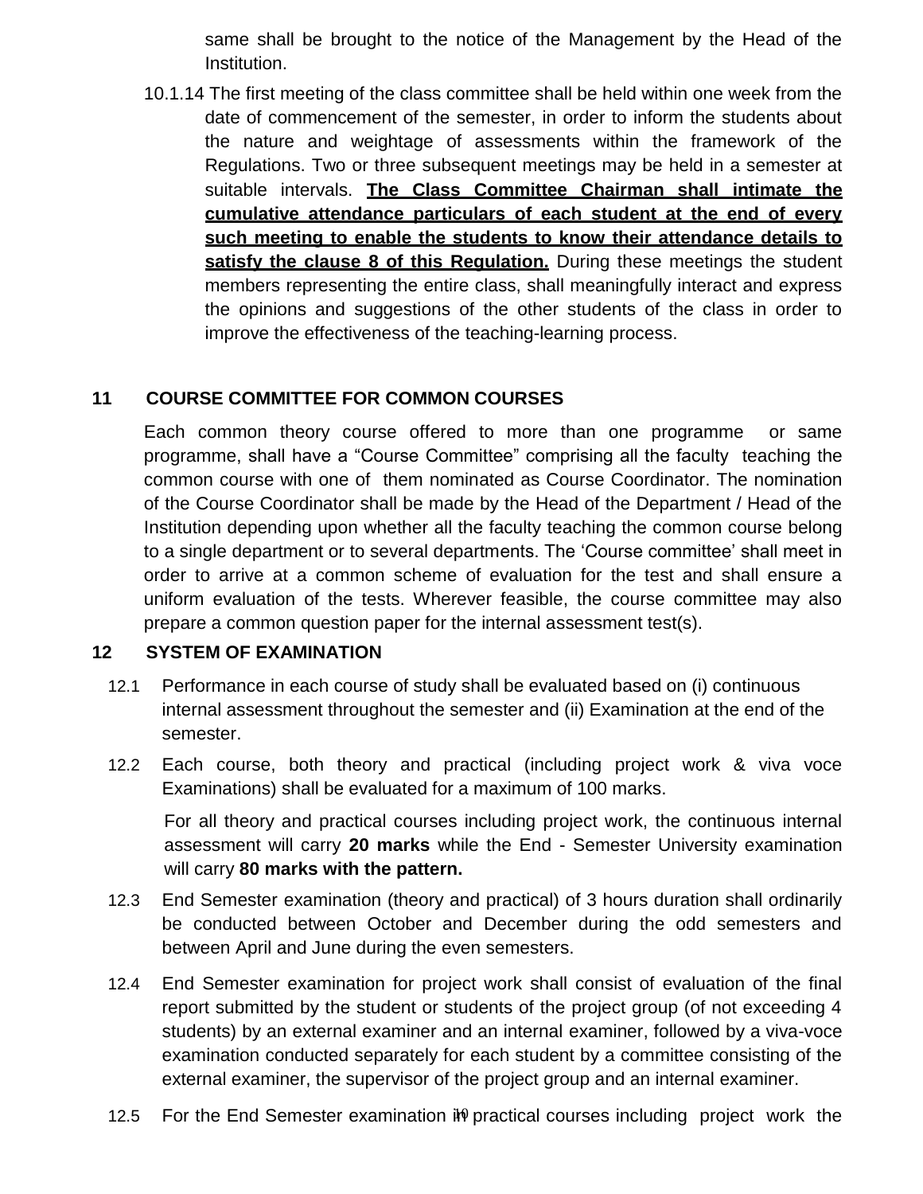same shall be brought to the notice of the Management by the Head of the Institution.

10.1.14 The first meeting of the class committee shall be held within one week from the date of commencement of the semester, in order to inform the students about the nature and weightage of assessments within the framework of the Regulations. Two or three subsequent meetings may be held in a semester at suitable intervals. **<u>The Class Committee Chairman shall intimate the cumulative attendance particulars of each student at the end of every such meeting to enable the students to know their attendance details to satisfy the clause 8 of this Regulation.</u>** During these meetings the student members representing the entire class, shall meaningfully interact and express the opinions and suggestions of the other students of the class in order to improve the effectiveness of the teaching-learning process.

## 11 COURSE COMMITTEE FOR COMMON COURSES

Each common theory course offered to more than one programme or same programme, shall have a "Course Committee" comprising all the faculty teaching the common course with one of them nominated as Course Coordinator. The nomination of the Course Coordinator shall be made by the Head of the Department / Head of the Institution depending upon whether all the faculty teaching the common course belong to a single department or to several departments. The 'Course committee' shall meet in order to arrive at a common scheme of evaluation for the test and shall ensure a uniform evaluation of the tests. Wherever feasible, the course committee may also prepare a common question paper for the internal assessment test(s).

## 12 SYSTEM OF EXAMINATION

12.1 Performance in each course of study shall be evaluated based on (i) continuous internal assessment throughout the semester and (ii) Examination at the end of the semester.

12.2 Each course, both theory and practical (including project work & viva voce Examinations) shall be evaluated for a maximum of 100 marks.

For all theory and practical courses including project work, the continuous internal assessment will carry **20 marks** while the End - Semester University examination will carry **80 marks with the pattern.**

12.3 End Semester examination (theory and practical) of 3 hours duration shall ordinarily be conducted between October and December during the odd semesters and between April and June during the even semesters.

12.4 End Semester examination for project work shall consist of evaluation of the final report submitted by the student or students of the project group (of not exceeding 4 students) by an external examiner and an internal examiner, followed by a viva-voce examination conducted separately for each student by a committee consisting of the external examiner, the supervisor of the project group and an internal examiner.

12.5 For the End Semester examination in practical courses including project work the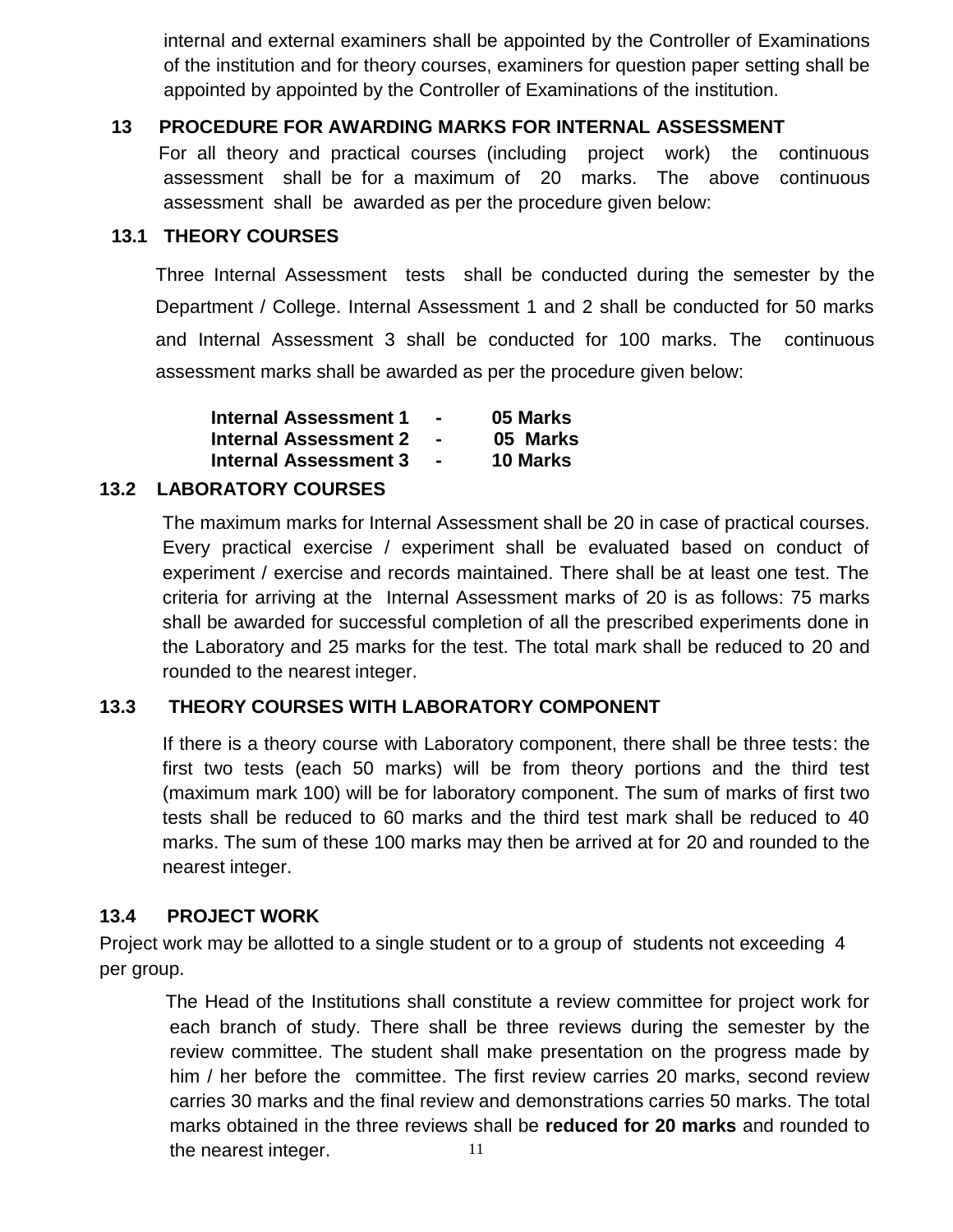internal and external examiners shall be appointed by the Controller of Examinations of the institution and for theory courses, examiners for question paper setting shall be appointed by appointed by the Controller of Examinations of the institution.

## 13 PROCEDURE FOR AWARDING MARKS FOR INTERNAL ASSESSMENT

For all theory and practical courses (including project work) the continuous assessment shall be for a maximum of 20 marks. The above continuous assessment shall be awarded as per the procedure given below:

### 13.1 THEORY COURSES

Three Internal Assessment tests shall be conducted during the semester by the Department / College. Internal Assessment 1 and 2 shall be conducted for 50 marks and Internal Assessment 3 shall be conducted for 100 marks. The continuous assessment marks shall be awarded as per the procedure given below:

| | | |
|---|---|---|
| **Internal Assessment 1** | **-** | **05 Marks** |
| **Internal Assessment 2** | **-** | **05 Marks** |
| **Internal Assessment 3** | **-** | **10 Marks** |

### 13.2 LABORATORY COURSES

The maximum marks for Internal Assessment shall be 20 in case of practical courses. Every practical exercise / experiment shall be evaluated based on conduct of experiment / exercise and records maintained. There shall be at least one test. The criteria for arriving at the Internal Assessment marks of 20 is as follows: 75 marks shall be awarded for successful completion of all the prescribed experiments done in the Laboratory and 25 marks for the test. The total mark shall be reduced to 20 and rounded to the nearest integer.

### 13.3 THEORY COURSES WITH LABORATORY COMPONENT

If there is a theory course with Laboratory component, there shall be three tests: the first two tests (each 50 marks) will be from theory portions and the third test (maximum mark 100) will be for laboratory component. The sum of marks of first two tests shall be reduced to 60 marks and the third test mark shall be reduced to 40 marks. The sum of these 100 marks may then be arrived at for 20 and rounded to the nearest integer.

### 13.4 PROJECT WORK

Project work may be allotted to a single student or to a group of students not exceeding 4 per group.

The Head of the Institutions shall constitute a review committee for project work for each branch of study. There shall be three reviews during the semester by the review committee. The student shall make presentation on the progress made by him / her before the committee. The first review carries 20 marks, second review carries 30 marks and the final review and demonstrations carries 50 marks. The total marks obtained in the three reviews shall be **reduced for 20 marks** and rounded to the nearest integer.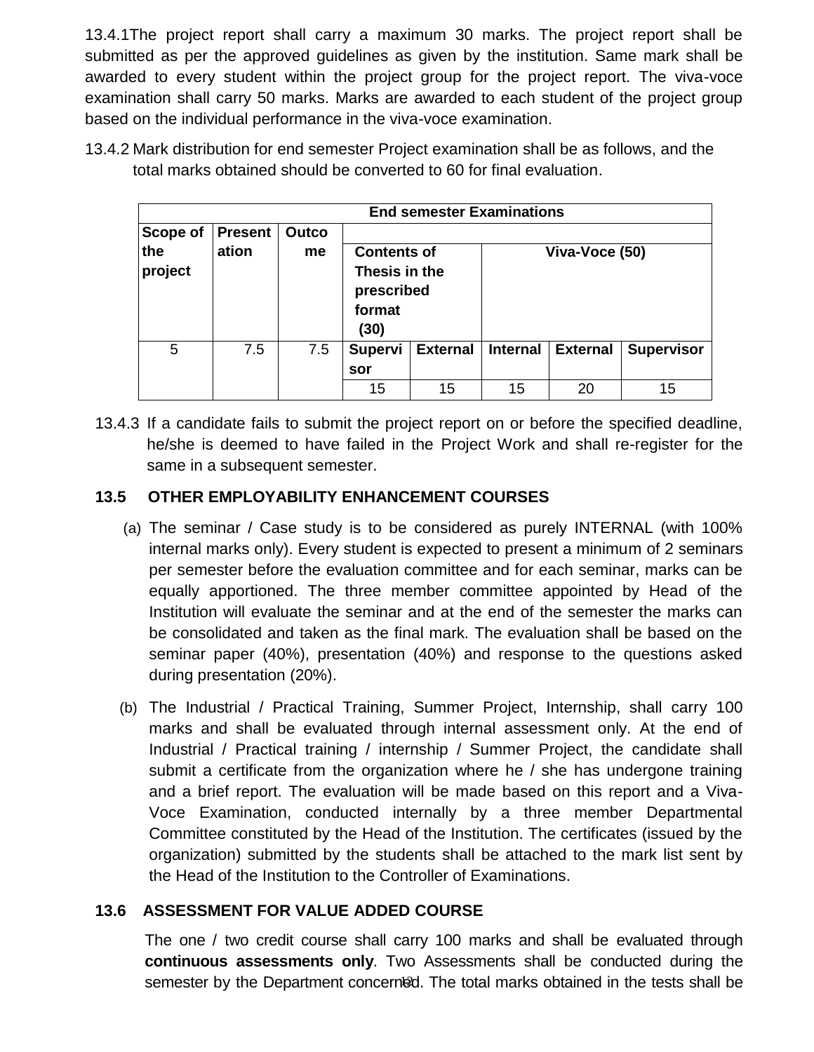13.4.1The project report shall carry a maximum 30 marks. The project report shall be submitted as per the approved guidelines as given by the institution. Same mark shall be awarded to every student within the project group for the project report. The viva-voce examination shall carry 50 marks. Marks are awarded to each student of the project group based on the individual performance in the viva-voce examination.

13.4.2 Mark distribution for end semester Project examination shall be as follows, and the total marks obtained should be converted to 60 for final evaluation.

| End semester Examinations | | | | | | | |
|---|---|---|---|---|---|---|---|
| **Scope of the project** | **Presentation** | **Outcome** | **Contents of Thesis in the prescribed format (30)** | | **Viva-Voce (50)** | | |
| | | | **Supervisor** | **External** | **Internal** | **External** | **Supervisor** |
| 5 | 7.5 | 7.5 | 15 | 15 | 15 | 20 | 15 |

13.4.3 If a candidate fails to submit the project report on or before the specified deadline, he/she is deemed to have failed in the Project Work and shall re-register for the same in a subsequent semester.

### 13.5 OTHER EMPLOYABILITY ENHANCEMENT COURSES

(a) The seminar / Case study is to be considered as purely INTERNAL (with 100% internal marks only). Every student is expected to present a minimum of 2 seminars per semester before the evaluation committee and for each seminar, marks can be equally apportioned. The three member committee appointed by Head of the Institution will evaluate the seminar and at the end of the semester the marks can be consolidated and taken as the final mark. The evaluation shall be based on the seminar paper (40%), presentation (40%) and response to the questions asked during presentation (20%).

(b) The Industrial / Practical Training, Summer Project, Internship, shall carry 100 marks and shall be evaluated through internal assessment only. At the end of Industrial / Practical training / internship / Summer Project, the candidate shall submit a certificate from the organization where he / she has undergone training and a brief report. The evaluation will be made based on this report and a Viva-Voce Examination, conducted internally by a three member Departmental Committee constituted by the Head of the Institution. The certificates (issued by the organization) submitted by the students shall be attached to the mark list sent by the Head of the Institution to the Controller of Examinations.

### 13.6 ASSESSMENT FOR VALUE ADDED COURSE

The one / two credit course shall carry 100 marks and shall be evaluated through **continuous assessments only**. Two Assessments shall be conducted during the semester by the Department concerned. The total marks obtained in the tests shall be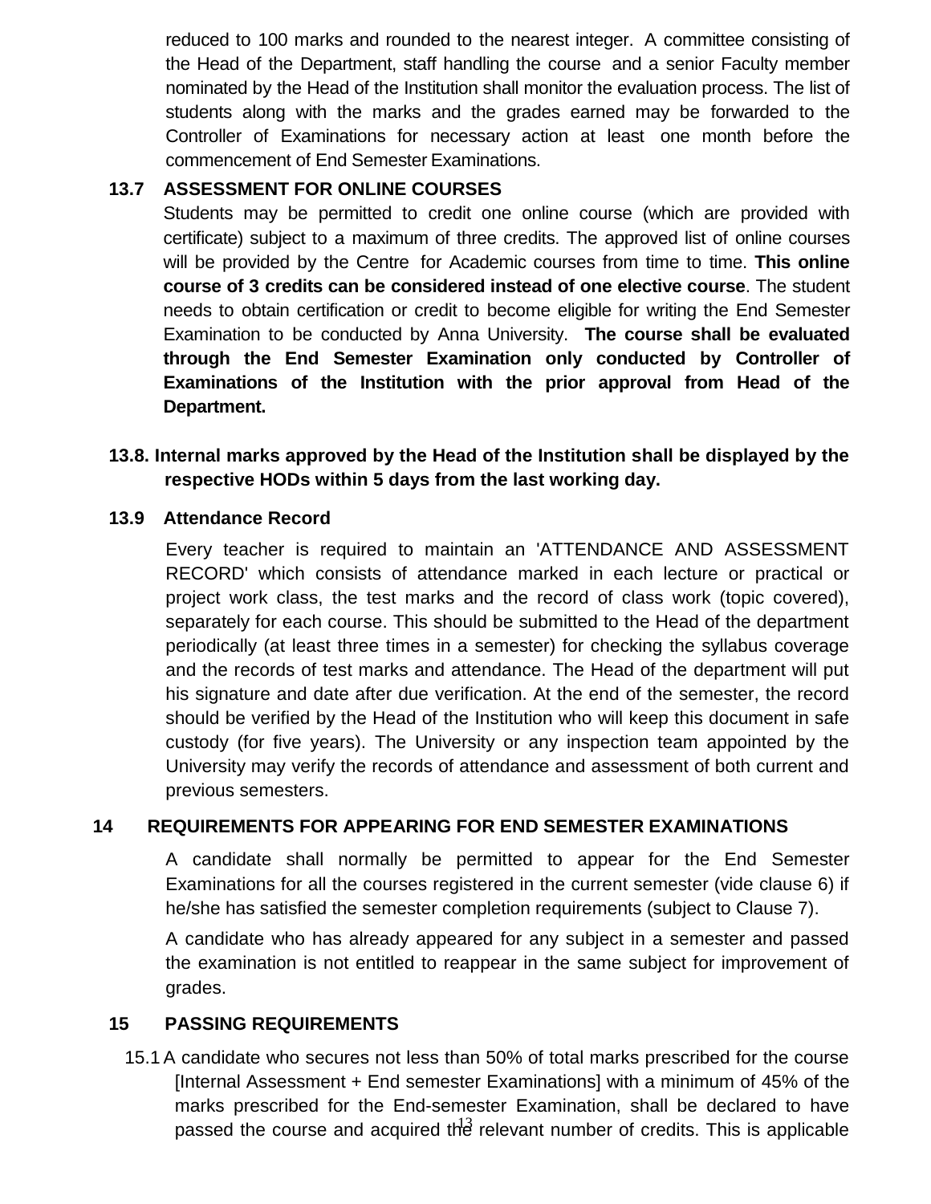reduced to 100 marks and rounded to the nearest integer. A committee consisting of the Head of the Department, staff handling the course and a senior Faculty member nominated by the Head of the Institution shall monitor the evaluation process. The list of students along with the marks and the grades earned may be forwarded to the Controller of Examinations for necessary action at least one month before the commencement of End Semester Examinations.

### 13.7 ASSESSMENT FOR ONLINE COURSES

Students may be permitted to credit one online course (which are provided with certificate) subject to a maximum of three credits. The approved list of online courses will be provided by the Centre for Academic courses from time to time. **This online course of 3 credits can be considered instead of one elective course**. The student needs to obtain certification or credit to become eligible for writing the End Semester Examination to be conducted by Anna University. **The course shall be evaluated through the End Semester Examination only conducted by Controller of Examinations of the Institution with the prior approval from Head of the Department.**

### 13.8. Internal marks approved by the Head of the Institution shall be displayed by the respective HODs within 5 days from the last working day.

### 13.9 Attendance Record

Every teacher is required to maintain an 'ATTENDANCE AND ASSESSMENT RECORD' which consists of attendance marked in each lecture or practical or project work class, the test marks and the record of class work (topic covered), separately for each course. This should be submitted to the Head of the department periodically (at least three times in a semester) for checking the syllabus coverage and the records of test marks and attendance. The Head of the department will put his signature and date after due verification. At the end of the semester, the record should be verified by the Head of the Institution who will keep this document in safe custody (for five years). The University or any inspection team appointed by the University may verify the records of attendance and assessment of both current and previous semesters.

## 14 REQUIREMENTS FOR APPEARING FOR END SEMESTER EXAMINATIONS

A candidate shall normally be permitted to appear for the End Semester Examinations for all the courses registered in the current semester (vide clause 6) if he/she has satisfied the semester completion requirements (subject to Clause 7).

A candidate who has already appeared for any subject in a semester and passed the examination is not entitled to reappear in the same subject for improvement of grades.

## 15 PASSING REQUIREMENTS

15.1 A candidate who secures not less than 50% of total marks prescribed for the course [Internal Assessment + End semester Examinations] with a minimum of 45% of the marks prescribed for the End-semester Examination, shall be declared to have passed the course and acquired the relevant number of credits. This is applicable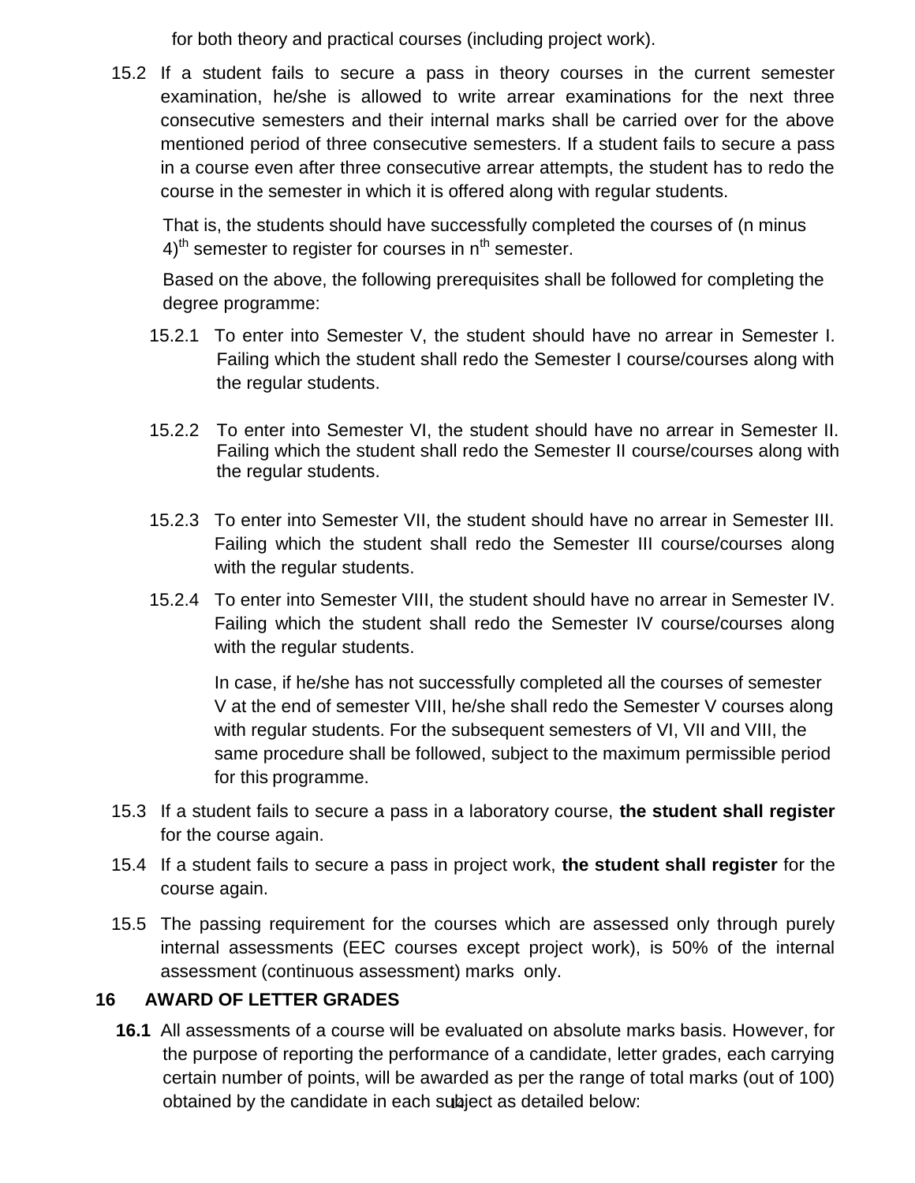for both theory and practical courses (including project work).

15.2 If a student fails to secure a pass in theory courses in the current semester examination, he/she is allowed to write arrear examinations for the next three consecutive semesters and their internal marks shall be carried over for the above mentioned period of three consecutive semesters. If a student fails to secure a pass in a course even after three consecutive arrear attempts, the student has to redo the course in the semester in which it is offered along with regular students.

That is, the students should have successfully completed the courses of (n minus 4)$^{th}$ semester to register for courses in n$^{th}$ semester.

Based on the above, the following prerequisites shall be followed for completing the degree programme:

15.2.1 To enter into Semester V, the student should have no arrear in Semester I. Failing which the student shall redo the Semester I course/courses along with the regular students.

15.2.2 To enter into Semester VI, the student should have no arrear in Semester II. Failing which the student shall redo the Semester II course/courses along with the regular students.

15.2.3 To enter into Semester VII, the student should have no arrear in Semester III. Failing which the student shall redo the Semester III course/courses along with the regular students.

15.2.4 To enter into Semester VIII, the student should have no arrear in Semester IV. Failing which the student shall redo the Semester IV course/courses along with the regular students.

In case, if he/she has not successfully completed all the courses of semester V at the end of semester VIII, he/she shall redo the Semester V courses along with regular students. For the subsequent semesters of VI, VII and VIII, the same procedure shall be followed, subject to the maximum permissible period for this programme.

15.3 If a student fails to secure a pass in a laboratory course, **the student shall register** for the course again.

15.4 If a student fails to secure a pass in project work, **the student shall register** for the course again.

15.5 The passing requirement for the courses which are assessed only through purely internal assessments (EEC courses except project work), is 50% of the internal assessment (continuous assessment) marks only.

## 16 AWARD OF LETTER GRADES

**16.1** All assessments of a course will be evaluated on absolute marks basis. However, for the purpose of reporting the performance of a candidate, letter grades, each carrying certain number of points, will be awarded as per the range of total marks (out of 100) obtained by the candidate in each subject as detailed below: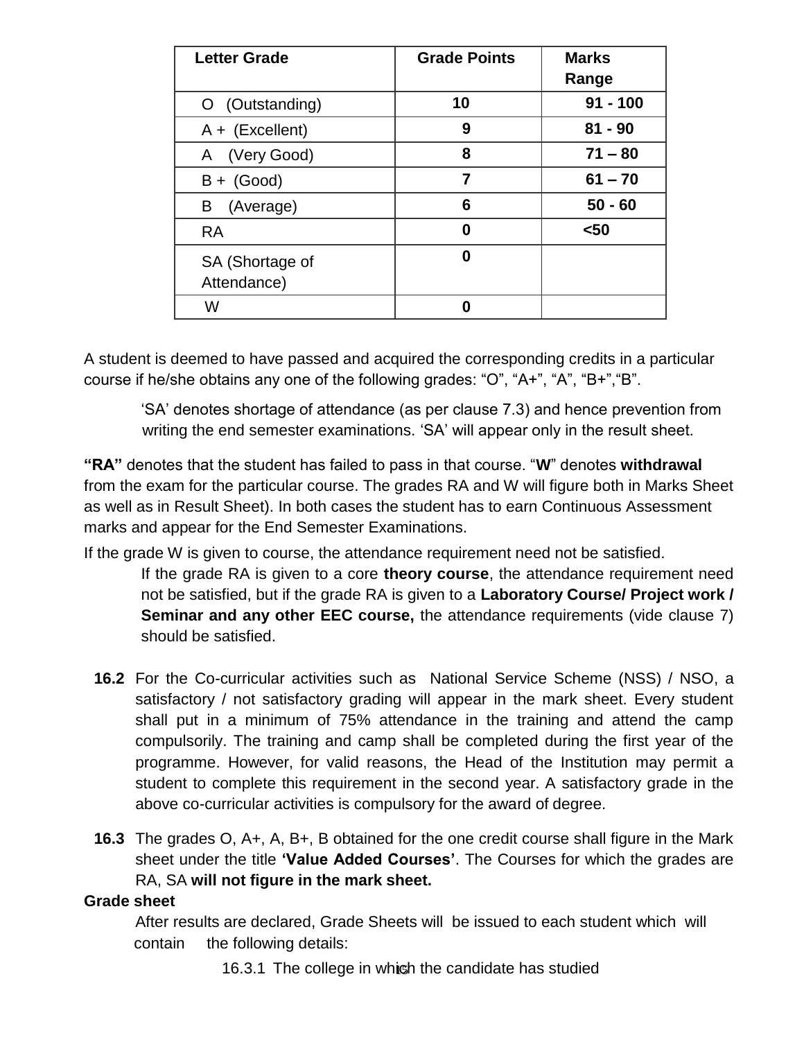| Letter Grade | Grade Points | Marks Range |
|---|---|---|
| O (Outstanding) | **10** | **91 - 100** |
| A + (Excellent) | **9** | **81 - 90** |
| A (Very Good) | **8** | **71 – 80** |
| B + (Good) | **7** | **61 – 70** |
| B (Average) | **6** | **50 - 60** |
| RA | **0** | **<50** |
| SA (Shortage of Attendance) | **0** | |
| W | **0** | |

A student is deemed to have passed and acquired the corresponding credits in a particular course if he/she obtains any one of the following grades: "O", "A+", "A", "B+","B".

'SA' denotes shortage of attendance (as per clause 7.3) and hence prevention from writing the end semester examinations. 'SA' will appear only in the result sheet.

**"RA"** denotes that the student has failed to pass in that course. "**W**" denotes **withdrawal** from the exam for the particular course. The grades RA and W will figure both in Marks Sheet as well as in Result Sheet). In both cases the student has to earn Continuous Assessment marks and appear for the End Semester Examinations.

If the grade W is given to course, the attendance requirement need not be satisfied.

If the grade RA is given to a core **theory course**, the attendance requirement need not be satisfied, but if the grade RA is given to a **Laboratory Course/ Project work / Seminar and any other EEC course,** the attendance requirements (vide clause 7) should be satisfied.

**16.2** For the Co-curricular activities such as National Service Scheme (NSS) / NSO, a satisfactory / not satisfactory grading will appear in the mark sheet. Every student shall put in a minimum of 75% attendance in the training and attend the camp compulsorily. The training and camp shall be completed during the first year of the programme. However, for valid reasons, the Head of the Institution may permit a student to complete this requirement in the second year. A satisfactory grade in the above co-curricular activities is compulsory for the award of degree.

**16.3** The grades O, A+, A, B+, B obtained for the one credit course shall figure in the Mark sheet under the title **'Value Added Courses'**. The Courses for which the grades are RA, SA **will not figure in the mark sheet.**

**Grade sheet**

After results are declared, Grade Sheets will be issued to each student which will contain the following details:

16.3.1 The college in which the candidate has studied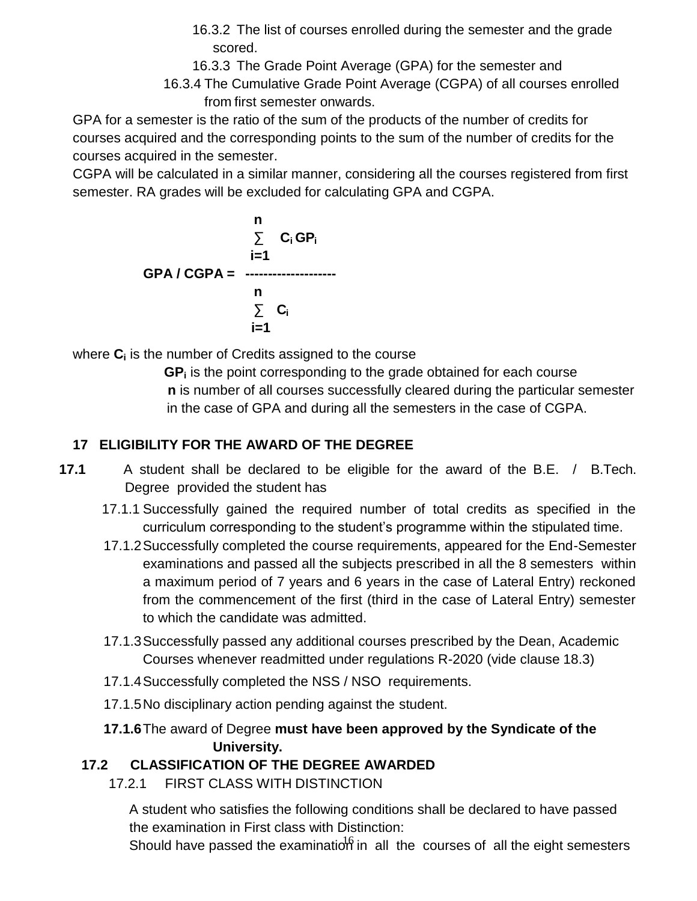16.3.2 The list of courses enrolled during the semester and the grade scored.

16.3.3 The Grade Point Average (GPA) for the semester and

16.3.4 The Cumulative Grade Point Average (CGPA) of all courses enrolled from first semester onwards.

GPA for a semester is the ratio of the sum of the products of the number of credits for courses acquired and the corresponding points to the sum of the number of credits for the courses acquired in the semester.

CGPA will be calculated in a similar manner, considering all the courses registered from first semester. RA grades will be excluded for calculating GPA and CGPA.

$$\textbf{GPA / CGPA} = \frac{\sum_{i=1}^{n} C_i \, GP_i}{\sum_{i=1}^{n} C_i}$$

where $C_i$ is the number of Credits assigned to the course

$GP_i$ is the point corresponding to the grade obtained for each course

**n** is number of all courses successfully cleared during the particular semester in the case of GPA and during all the semesters in the case of CGPA.

## 17 ELIGIBILITY FOR THE AWARD OF THE DEGREE

**17.1** A student shall be declared to be eligible for the award of the B.E. / B.Tech. Degree provided the student has

17.1.1 Successfully gained the required number of total credits as specified in the curriculum corresponding to the student's programme within the stipulated time.

17.1.2 Successfully completed the course requirements, appeared for the End-Semester examinations and passed all the subjects prescribed in all the 8 semesters within a maximum period of 7 years and 6 years in the case of Lateral Entry) reckoned from the commencement of the first (third in the case of Lateral Entry) semester to which the candidate was admitted.

17.1.3 Successfully passed any additional courses prescribed by the Dean, Academic Courses whenever readmitted under regulations R-2020 (vide clause 18.3)

17.1.4 Successfully completed the NSS / NSO requirements.

17.1.5 No disciplinary action pending against the student.

**17.1.6** The award of Degree **must have been approved by the Syndicate of the University.**

### 17.2 CLASSIFICATION OF THE DEGREE AWARDED

17.2.1 FIRST CLASS WITH DISTINCTION

A student who satisfies the following conditions shall be declared to have passed the examination in First class with Distinction:

Should have passed the examination in all the courses of all the eight semesters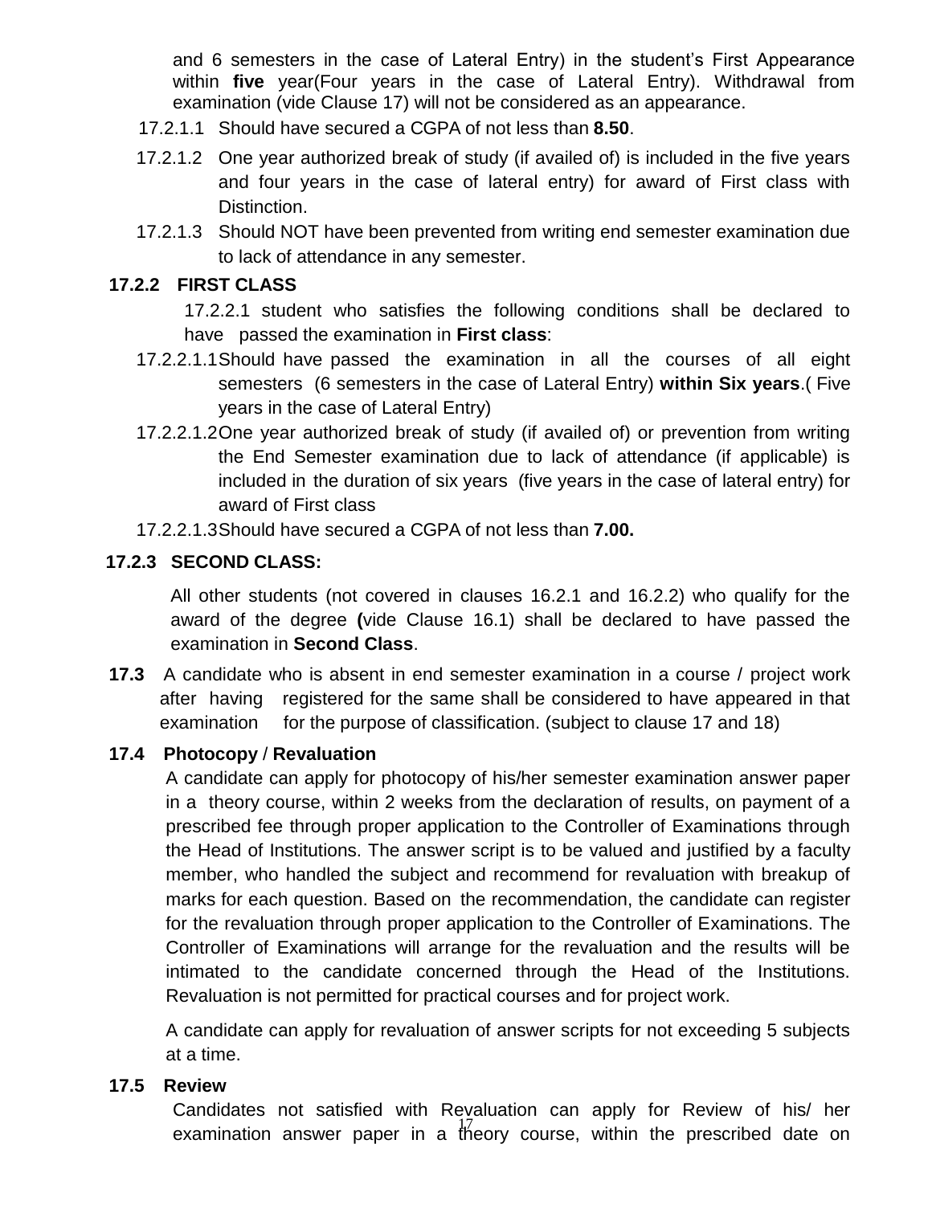and 6 semesters in the case of Lateral Entry) in the student's First Appearance within **five** year(Four years in the case of Lateral Entry). Withdrawal from examination (vide Clause 17) will not be considered as an appearance.

17.2.1.1 Should have secured a CGPA of not less than **8.50**.

17.2.1.2 One year authorized break of study (if availed of) is included in the five years and four years in the case of lateral entry) for award of First class with Distinction.

17.2.1.3 Should NOT have been prevented from writing end semester examination due to lack of attendance in any semester.

**17.2.2 FIRST CLASS**

17.2.2.1 student who satisfies the following conditions shall be declared to have passed the examination in **First class**:

17.2.2.1.1 Should have passed the examination in all the courses of all eight semesters (6 semesters in the case of Lateral Entry) **within Six years**.( Five years in the case of Lateral Entry)

17.2.2.1.2 One year authorized break of study (if availed of) or prevention from writing the End Semester examination due to lack of attendance (if applicable) is included in the duration of six years (five years in the case of lateral entry) for award of First class

17.2.2.1.3 Should have secured a CGPA of not less than **7.00.**

**17.2.3 SECOND CLASS:**

All other students (not covered in clauses 16.2.1 and 16.2.2) who qualify for the award of the degree **(**vide Clause 16.1) shall be declared to have passed the examination in **Second Class**.

**17.3** A candidate who is absent in end semester examination in a course / project work after having registered for the same shall be considered to have appeared in that examination for the purpose of classification. (subject to clause 17 and 18)

**17.4 Photocopy / Revaluation**

A candidate can apply for photocopy of his/her semester examination answer paper in a theory course, within 2 weeks from the declaration of results, on payment of a prescribed fee through proper application to the Controller of Examinations through the Head of Institutions. The answer script is to be valued and justified by a faculty member, who handled the subject and recommend for revaluation with breakup of marks for each question. Based on the recommendation, the candidate can register for the revaluation through proper application to the Controller of Examinations. The Controller of Examinations will arrange for the revaluation and the results will be intimated to the candidate concerned through the Head of the Institutions. Revaluation is not permitted for practical courses and for project work.

A candidate can apply for revaluation of answer scripts for not exceeding 5 subjects at a time.

**17.5 Review**

Candidates not satisfied with Revaluation can apply for Review of his/ her examination answer paper in a theory course, within the prescribed date on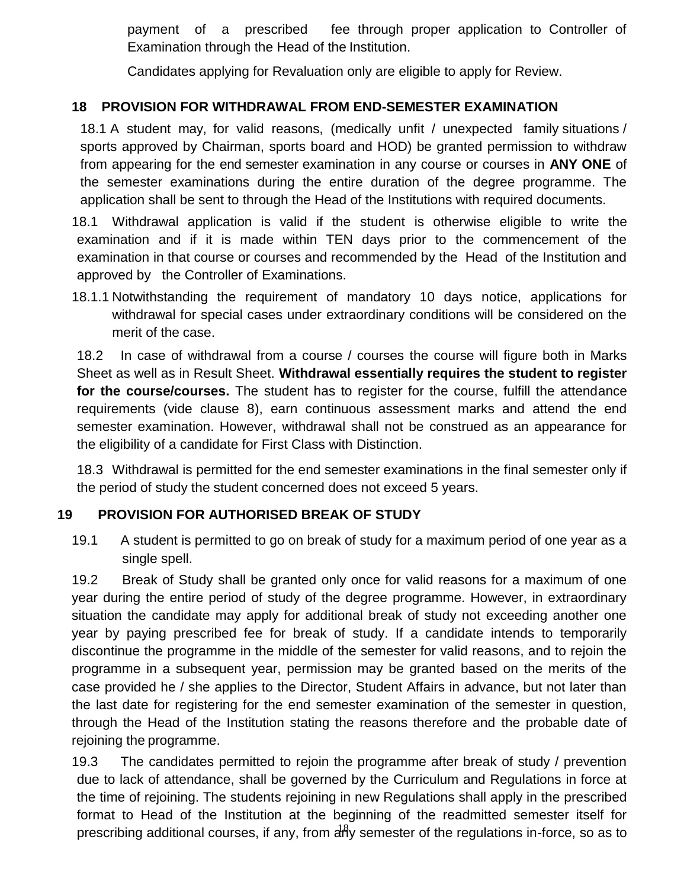payment of a prescribed fee through proper application to Controller of Examination through the Head of the Institution.

Candidates applying for Revaluation only are eligible to apply for Review.

## 18 PROVISION FOR WITHDRAWAL FROM END-SEMESTER EXAMINATION

18.1 A student may, for valid reasons, (medically unfit / unexpected family situations / sports approved by Chairman, sports board and HOD) be granted permission to withdraw from appearing for the end semester examination in any course or courses in **ANY ONE** of the semester examinations during the entire duration of the degree programme. The application shall be sent to through the Head of the Institutions with required documents.

18.1 Withdrawal application is valid if the student is otherwise eligible to write the examination and if it is made within TEN days prior to the commencement of the examination in that course or courses and recommended by the Head of the Institution and approved by the Controller of Examinations.

18.1.1 Notwithstanding the requirement of mandatory 10 days notice, applications for withdrawal for special cases under extraordinary conditions will be considered on the merit of the case.

18.2 In case of withdrawal from a course / courses the course will figure both in Marks Sheet as well as in Result Sheet. **Withdrawal essentially requires the student to register for the course/courses.** The student has to register for the course, fulfill the attendance requirements (vide clause 8), earn continuous assessment marks and attend the end semester examination. However, withdrawal shall not be construed as an appearance for the eligibility of a candidate for First Class with Distinction.

18.3 Withdrawal is permitted for the end semester examinations in the final semester only if the period of study the student concerned does not exceed 5 years.

## 19 PROVISION FOR AUTHORISED BREAK OF STUDY

19.1 A student is permitted to go on break of study for a maximum period of one year as a single spell.

19.2 Break of Study shall be granted only once for valid reasons for a maximum of one year during the entire period of study of the degree programme. However, in extraordinary situation the candidate may apply for additional break of study not exceeding another one year by paying prescribed fee for break of study. If a candidate intends to temporarily discontinue the programme in the middle of the semester for valid reasons, and to rejoin the programme in a subsequent year, permission may be granted based on the merits of the case provided he / she applies to the Director, Student Affairs in advance, but not later than the last date for registering for the end semester examination of the semester in question, through the Head of the Institution stating the reasons therefore and the probable date of rejoining the programme.

19.3 The candidates permitted to rejoin the programme after break of study / prevention due to lack of attendance, shall be governed by the Curriculum and Regulations in force at the time of rejoining. The students rejoining in new Regulations shall apply in the prescribed format to Head of the Institution at the beginning of the readmitted semester itself for prescribing additional courses, if any, from any semester of the regulations in-force, so as to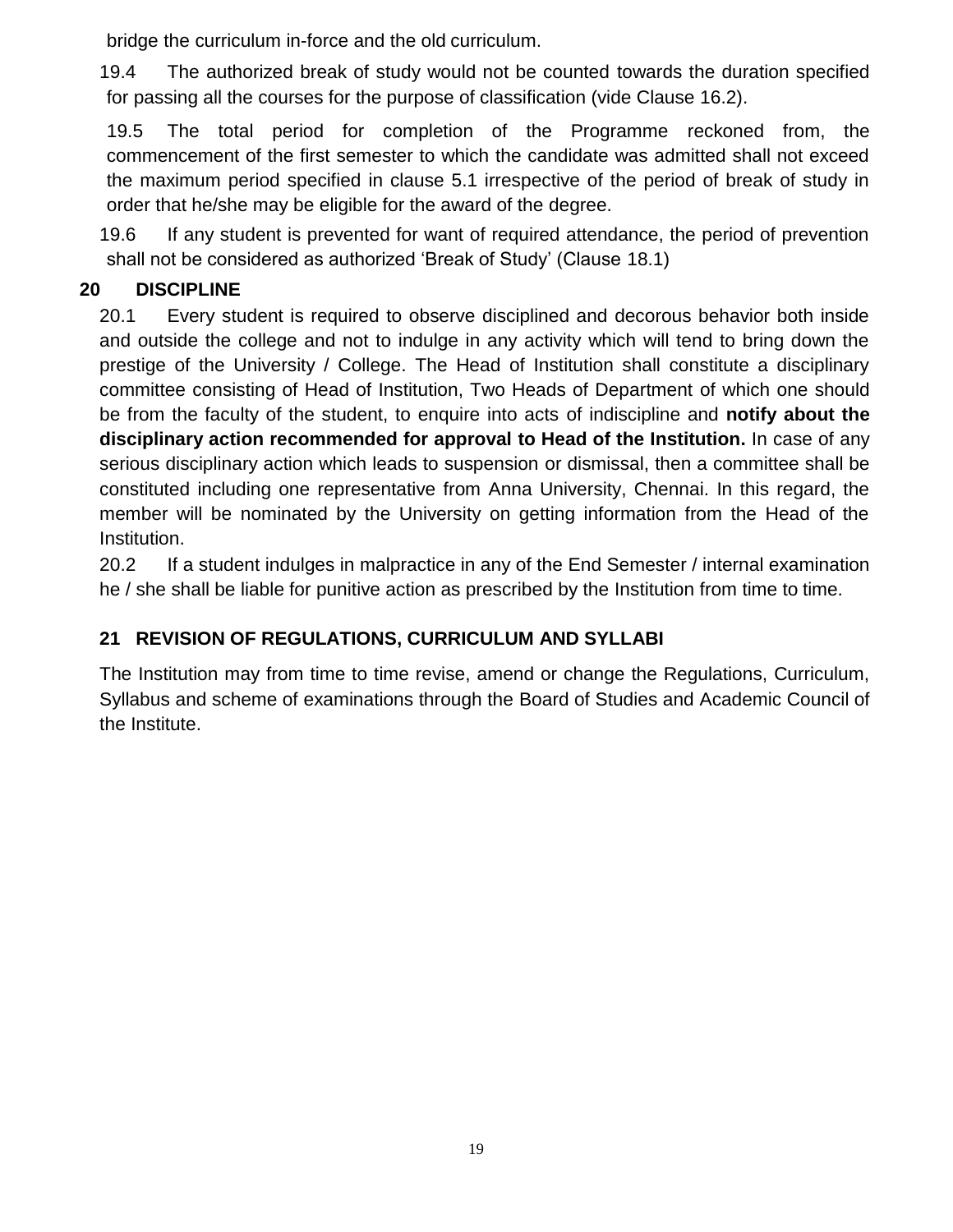bridge the curriculum in-force and the old curriculum.

19.4 The authorized break of study would not be counted towards the duration specified for passing all the courses for the purpose of classification (vide Clause 16.2).

19.5 The total period for completion of the Programme reckoned from, the commencement of the first semester to which the candidate was admitted shall not exceed the maximum period specified in clause 5.1 irrespective of the period of break of study in order that he/she may be eligible for the award of the degree.

19.6 If any student is prevented for want of required attendance, the period of prevention shall not be considered as authorized 'Break of Study' (Clause 18.1)

## 20 DISCIPLINE

20.1 Every student is required to observe disciplined and decorous behavior both inside and outside the college and not to indulge in any activity which will tend to bring down the prestige of the University / College. The Head of Institution shall constitute a disciplinary committee consisting of Head of Institution, Two Heads of Department of which one should be from the faculty of the student, to enquire into acts of indiscipline and **notify about the disciplinary action recommended for approval to Head of the Institution.** In case of any serious disciplinary action which leads to suspension or dismissal, then a committee shall be constituted including one representative from Anna University, Chennai. In this regard, the member will be nominated by the University on getting information from the Head of the Institution.

20.2 If a student indulges in malpractice in any of the End Semester / internal examination he / she shall be liable for punitive action as prescribed by the Institution from time to time.

## 21 REVISION OF REGULATIONS, CURRICULUM AND SYLLABI

The Institution may from time to time revise, amend or change the Regulations, Curriculum, Syllabus and scheme of examinations through the Board of Studies and Academic Council of the Institute.